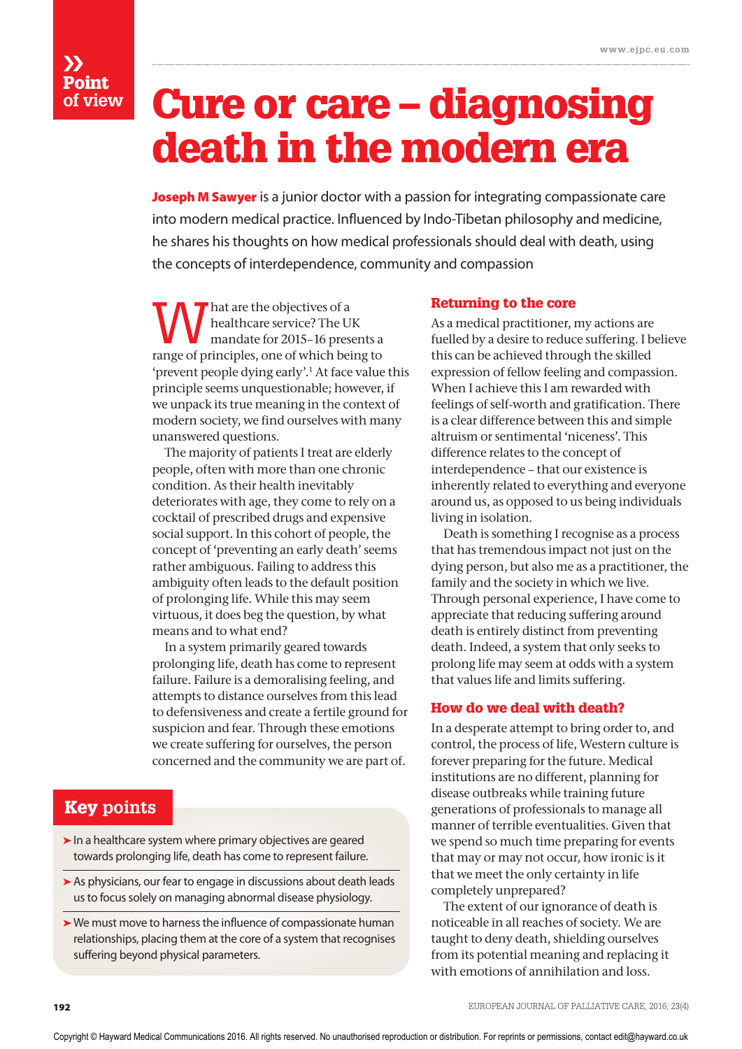Point of view

# Cure or care – diagnosing death in the modern era

**Joseph M Sawyer** is a junior doctor with a passion for integrating compassionate care into modern medical practice. Influenced by Indo-Tibetan philosophy and medicine, he shares his thoughts on how medical professionals should deal with death, using the concepts of interdependence, community and compassion

What are the objectives of a healthcare service? The UK mandate for 2015–16 presents a range of principles, one of which being to 'prevent people dying early'.[1] At face value this principle seems unquestionable; however, if we unpack its true meaning in the context of modern society, we find ourselves with many unanswered questions.

The majority of patients I treat are elderly people, often with more than one chronic condition. As their health inevitably deteriorates with age, they come to rely on a cocktail of prescribed drugs and expensive social support. In this cohort of people, the concept of 'preventing an early death' seems rather ambiguous. Failing to address this ambiguity often leads to the default position of prolonging life. While this may seem virtuous, it does beg the question, by what means and to what end?

In a system primarily geared towards prolonging life, death has come to represent failure. Failure is a demoralising feeling, and attempts to distance ourselves from this lead to defensiveness and create a fertile ground for suspicion and fear. Through these emotions we create suffering for ourselves, the person concerned and the community we are part of.

## Key points

- In a healthcare system where primary objectives are geared towards prolonging life, death has come to represent failure.
- As physicians, our fear to engage in discussions about death leads us to focus solely on managing abnormal disease physiology.
- We must move to harness the influence of compassionate human relationships, placing them at the core of a system that recognises suffering beyond physical parameters.

## Returning to the core

As a medical practitioner, my actions are fuelled by a desire to reduce suffering. I believe this can be achieved through the skilled expression of fellow feeling and compassion. When I achieve this I am rewarded with feelings of self-worth and gratification. There is a clear difference between this and simple altruism or sentimental 'niceness'. This difference relates to the concept of interdependence – that our existence is inherently related to everything and everyone around us, as opposed to us being individuals living in isolation.

Death is something I recognise as a process that has tremendous impact not just on the dying person, but also me as a practitioner, the family and the society in which we live. Through personal experience, I have come to appreciate that reducing suffering around death is entirely distinct from preventing death. Indeed, a system that only seeks to prolong life may seem at odds with a system that values life and limits suffering.

## How do we deal with death?

In a desperate attempt to bring order to, and control, the process of life, Western culture is forever preparing for the future. Medical institutions are no different, planning for disease outbreaks while training future generations of professionals to manage all manner of terrible eventualities. Given that we spend so much time preparing for events that may or may not occur, how ironic is it that we meet the only certainty in life completely unprepared?

The extent of our ignorance of death is noticeable in all reaches of society. We are taught to deny death, shielding ourselves from its potential meaning and replacing it with emotions of annihilation and loss.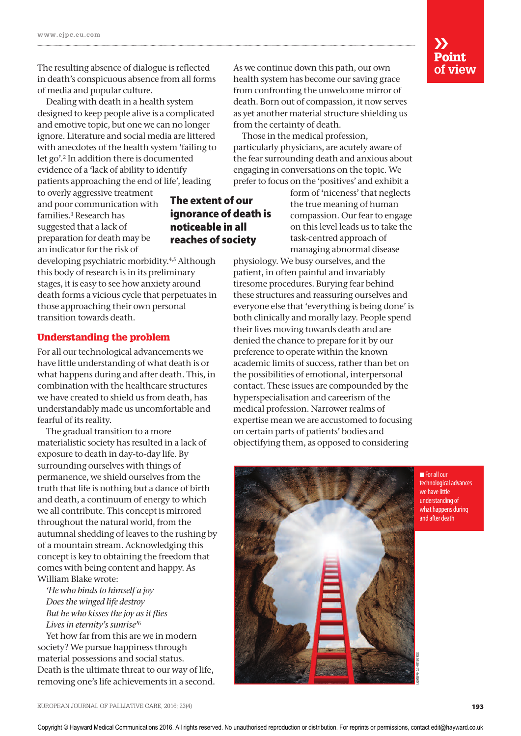The resulting absence of dialogue is reflected in death's conspicuous absence from all forms of media and popular culture.

Dealing with death in a health system designed to keep people alive is a complicated and emotive topic, but one we can no longer ignore. Literature and social media are littered with anecdotes of the health system 'failing to let go'.[2] In addition there is documented evidence of a 'lack of ability to identify patients approaching the end of life', leading to overly aggressive treatment and poor communication with families.[3] Research has suggested that a lack of preparation for death may be an indicator for the risk of developing psychiatric morbidity.[4,5] Although this body of research is in its preliminary stages, it is easy to see how anxiety around death forms a vicious cycle that perpetuates in those approaching their own personal transition towards death.

**The extent of our ignorance of death is noticeable in all reaches of society**

## Understanding the problem

For all our technological advancements we have little understanding of what death is or what happens during and after death. This, in combination with the healthcare structures we have created to shield us from death, has understandably made us uncomfortable and fearful of its reality.

The gradual transition to a more materialistic society has resulted in a lack of exposure to death in day-to-day life. By surrounding ourselves with things of permanence, we shield ourselves from the truth that life is nothing but a dance of birth and death, a continuum of energy to which we all contribute. This concept is mirrored throughout the natural world, from the autumnal shedding of leaves to the rushing by of a mountain stream. Acknowledging this concept is key to obtaining the freedom that comes with being content and happy. As William Blake wrote:

*'He who binds to himself a joy*
*Does the winged life destroy*
*But he who kisses the joy as it flies*
*Lives in eternity's sunrise'*[6]

Yet how far from this are we in modern society? We pursue happiness through material possessions and social status. Death is the ultimate threat to our way of life, removing one's life achievements in a second.

As we continue down this path, our own health system has become our saving grace from confronting the unwelcome mirror of death. Born out of compassion, it now serves as yet another material structure shielding us from the certainty of death.

Those in the medical profession, particularly physicians, are acutely aware of the fear surrounding death and anxious about engaging in conversations on the topic. We prefer to focus on the 'positives' and exhibit a form of 'niceness' that neglects the true meaning of human compassion. Our fear to engage on this level leads us to take the task-centred approach of managing abnormal disease physiology. We busy ourselves, and the patient, in often painful and invariably tiresome procedures. Burying fear behind these structures and reassuring ourselves and everyone else that 'everything is being done' is both clinically and morally lazy. People spend their lives moving towards death and are denied the chance to prepare for it by our preference to operate within the known academic limits of success, rather than bet on the possibilities of emotional, interpersonal contact. These issues are compounded by the hyperspecialisation and careerism of the medical profession. Narrower realms of expertise mean we are accustomed to focusing on certain parts of patients' bodies and objectifying them, as opposed to considering

■ For all our technological advances we have little understanding of what happens during and after death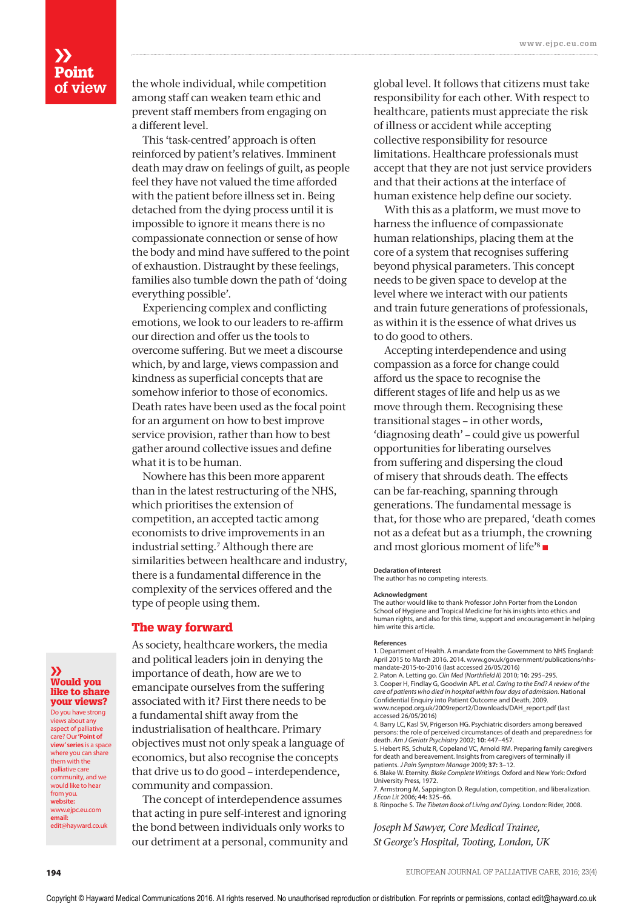the whole individual, while competition among staff can weaken team ethic and prevent staff members from engaging on a different level.

This 'task-centred' approach is often reinforced by patient's relatives. Imminent death may draw on feelings of guilt, as people feel they have not valued the time afforded with the patient before illness set in. Being detached from the dying process until it is impossible to ignore it means there is no compassionate connection or sense of how the body and mind have suffered to the point of exhaustion. Distraught by these feelings, families also tumble down the path of 'doing everything possible'.

Experiencing complex and conflicting emotions, we look to our leaders to re-affirm our direction and offer us the tools to overcome suffering. But we meet a discourse which, by and large, views compassion and kindness as superficial concepts that are somehow inferior to those of economics. Death rates have been used as the focal point for an argument on how to best improve service provision, rather than how to best gather around collective issues and define what it is to be human.

Nowhere has this been more apparent than in the latest restructuring of the NHS, which prioritises the extension of competition, an accepted tactic among economists to drive improvements in an industrial setting.[7] Although there are similarities between healthcare and industry, there is a fundamental difference in the complexity of the services offered and the type of people using them.

## The way forward

As society, healthcare workers, the media and political leaders join in denying the importance of death, how are we to emancipate ourselves from the suffering associated with it? First there needs to be a fundamental shift away from the industrialisation of healthcare. Primary objectives must not only speak a language of economics, but also recognise the concepts that drive us to do good – interdependence, community and compassion.

The concept of interdependence assumes that acting in pure self-interest and ignoring the bond between individuals only works to our detriment at a personal, community and global level. It follows that citizens must take responsibility for each other. With respect to healthcare, patients must appreciate the risk of illness or accident while accepting collective responsibility for resource limitations. Healthcare professionals must accept that they are not just service providers and that their actions at the interface of human existence help define our society.

With this as a platform, we must move to harness the influence of compassionate human relationships, placing them at the core of a system that recognises suffering beyond physical parameters. This concept needs to be given space to develop at the level where we interact with our patients and train future generations of professionals, as within it is the essence of what drives us to do good to others.

Accepting interdependence and using compassion as a force for change could afford us the space to recognise the different stages of life and help us as we move through them. Recognising these transitional stages – in other words, 'diagnosing death' – could give us powerful opportunities for liberating ourselves from suffering and dispersing the cloud of misery that shrouds death. The effects can be far-reaching, spanning through generations. The fundamental message is that, for those who are prepared, 'death comes not as a defeat but as a triumph, the crowning and most glorious moment of life'[8] ■

**Declaration of interest**
The author has no competing interests.

**Acknowledgment**
The author would like to thank Professor John Porter from the London School of Hygiene and Tropical Medicine for his insights into ethics and human rights, and also for this time, support and encouragement in helping him write this article.

**References**

1. Department of Health. A mandate from the Government to NHS England: April 2015 to March 2016. 2014. www.gov.uk/government/publications/nhs-mandate-2015-to-2016 (last accessed 26/05/2016)
2. Paton A. Letting go. *Clin Med (Northfield Il)* 2010; **10:** 295–295.
3. Cooper H, Findlay G, Goodwin APL *et al. Caring to the End? A review of the care of patients who died in hospital within four days of admission.* National Confidential Enquiry into Patient Outcome and Death, 2009. www.ncepod.org.uk/2009report2/Downloads/DAH_report.pdf (last accessed 26/05/2016)
4. Barry LC, Kasl SV, Prigerson HG. Psychiatric disorders among bereaved persons: the role of perceived circumstances of death and preparedness for death. *Am J Geriatr Psychiatry* 2002; **10:** 447–457.
5. Hebert RS, Schulz R, Copeland VC, Arnold RM. Preparing family caregivers for death and bereavement. Insights from caregivers of terminally ill patients. *J Pain Symptom Manage* 2009; **37:** 3–12.
6. Blake W. Eternity. *Blake Complete Writings.* Oxford and New York: Oxford University Press, 1972.
7. Armstrong M, Sappington D. Regulation, competition, and liberalization. *J Econ Lit* 2006; **44:** 325–66.
8. Rinpoche S. *The Tibetan Book of Living and Dying.* London: Rider, 2008.

*Joseph M Sawyer, Core Medical Trainee, St George's Hospital, Tooting, London, UK*

**» Would you like to share your views?**
Do you have strong views about any aspect of palliative care? Our **'Point of view' series** is a space where you can share them with the palliative care community, and we would like to hear from you.
**website:** www.ejpc.eu.com
**email:** edit@hayward.co.uk